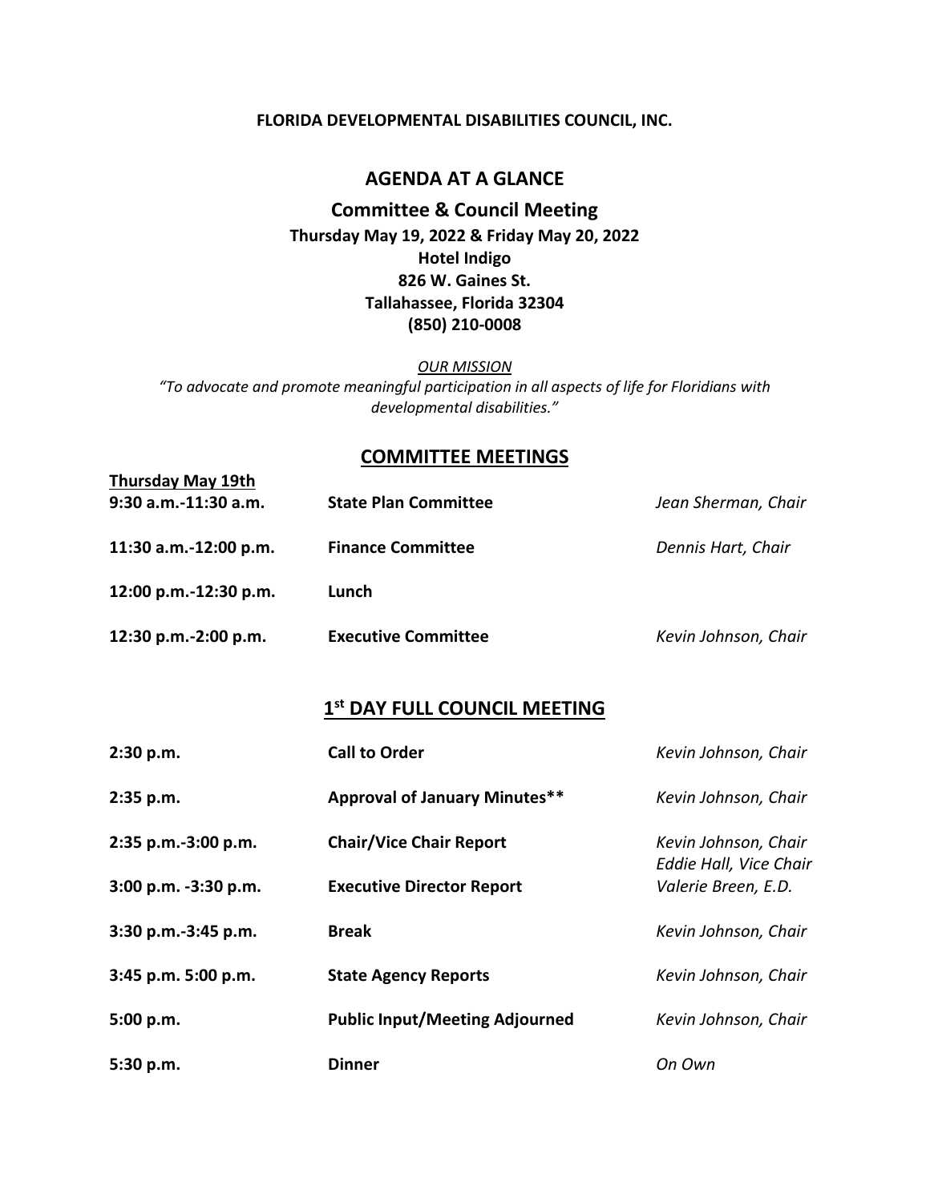**FLORIDA DEVELOPMENTAL DISABILITIES COUNCIL, INC.**

# AGENDA AT A GLANCE

## Committee & Council Meeting

**Thursday May 19, 2022 & Friday May 20, 2022**
**Hotel Indigo**
**826 W. Gaines St.**
**Tallahassee, Florida 32304**
**(850) 210-0008**

*OUR MISSION*

*"To advocate and promote meaningful participation in all aspects of life for Floridians with developmental disabilities."*

## COMMITTEE MEETINGS

**Thursday May 19th**

| | | |
|---|---|---|
| **9:30 a.m.-11:30 a.m.** | **State Plan Committee** | *Jean Sherman, Chair* |
| **11:30 a.m.-12:00 p.m.** | **Finance Committee** | *Dennis Hart, Chair* |
| **12:00 p.m.-12:30 p.m.** | **Lunch** | |
| **12:30 p.m.-2:00 p.m.** | **Executive Committee** | *Kevin Johnson, Chair* |

## 1st DAY FULL COUNCIL MEETING

| | | |
|---|---|---|
| **2:30 p.m.** | **Call to Order** | *Kevin Johnson, Chair* |
| **2:35 p.m.** | **Approval of January Minutes**** | *Kevin Johnson, Chair* |
| **2:35 p.m.-3:00 p.m.** | **Chair/Vice Chair Report** | *Kevin Johnson, Chair*<br>*Eddie Hall, Vice Chair* |
| **3:00 p.m. -3:30 p.m.** | **Executive Director Report** | *Valerie Breen, E.D.* |
| **3:30 p.m.-3:45 p.m.** | **Break** | *Kevin Johnson, Chair* |
| **3:45 p.m. 5:00 p.m.** | **State Agency Reports** | *Kevin Johnson, Chair* |
| **5:00 p.m.** | **Public Input/Meeting Adjourned** | *Kevin Johnson, Chair* |
| **5:30 p.m.** | **Dinner** | *On Own* |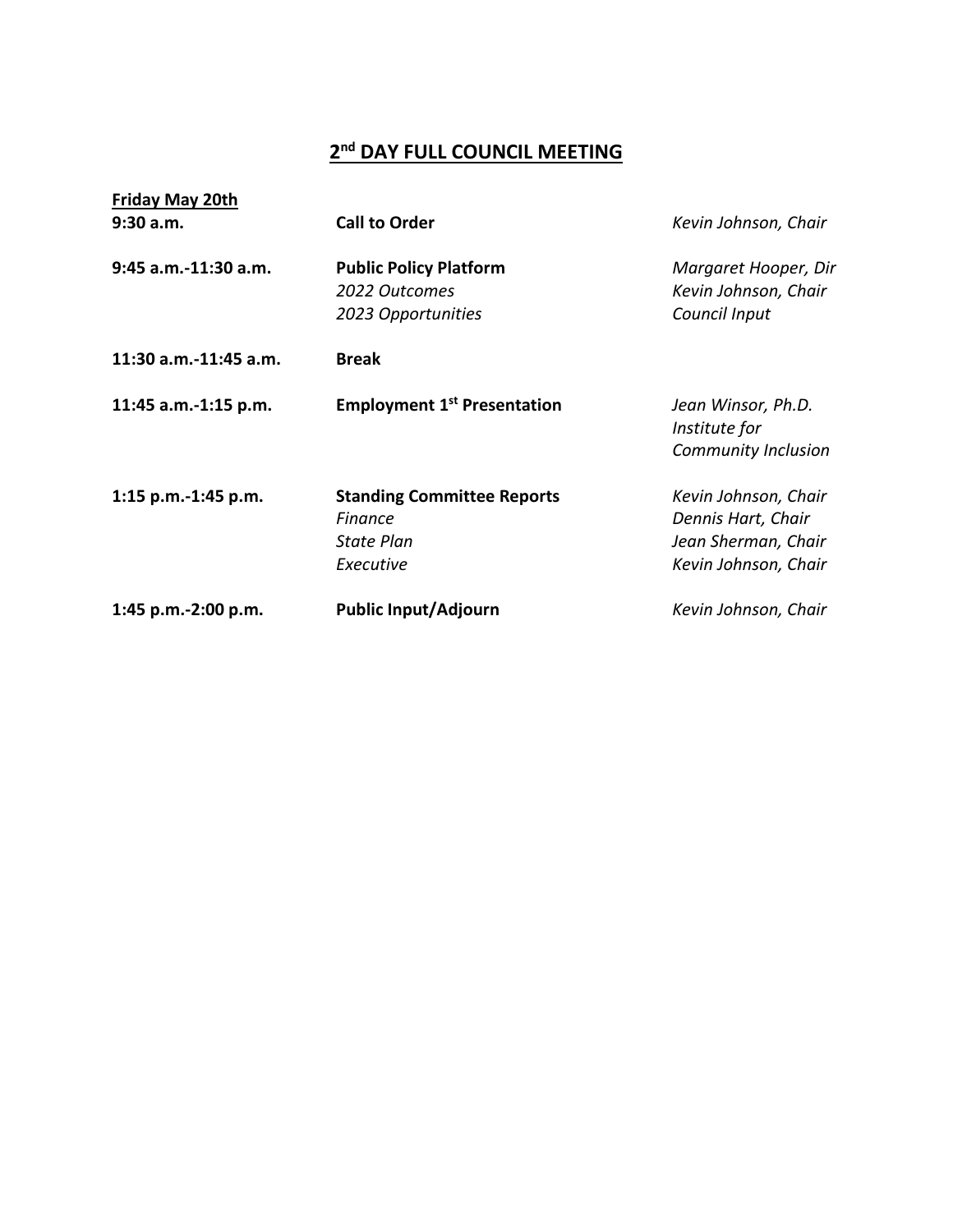## 2nd DAY FULL COUNCIL MEETING

| | | |
|---|---|---|
| **Friday May 20th** | | |
| **9:30 a.m.** | **Call to Order** | *Kevin Johnson, Chair* |
| **9:45 a.m.-11:30 a.m.** | **Public Policy Platform**<br>*2022 Outcomes*<br>*2023 Opportunities* | *Margaret Hooper, Dir*<br>*Kevin Johnson, Chair*<br>*Council Input* |
| **11:30 a.m.-11:45 a.m.** | **Break** | |
| **11:45 a.m.-1:15 p.m.** | **Employment 1st Presentation** | *Jean Winsor, Ph.D.*<br>*Institute for Community Inclusion* |
| **1:15 p.m.-1:45 p.m.** | **Standing Committee Reports**<br>*Finance*<br>*State Plan*<br>*Executive* | *Kevin Johnson, Chair*<br>*Dennis Hart, Chair*<br>*Jean Sherman, Chair*<br>*Kevin Johnson, Chair* |
| **1:45 p.m.-2:00 p.m.** | **Public Input/Adjourn** | *Kevin Johnson, Chair* |